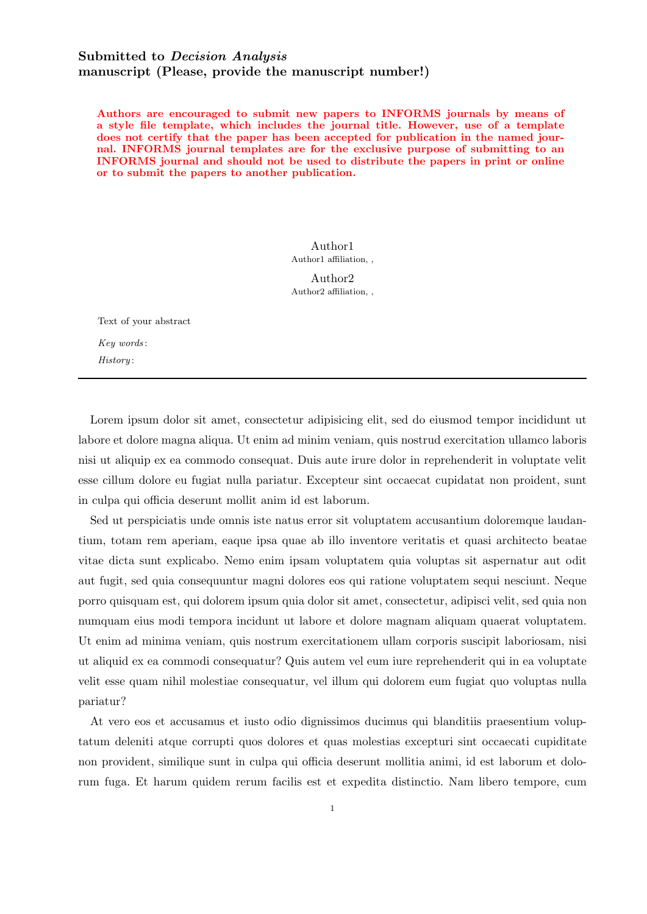**Submitted to *Decision Analysis***
**manuscript (Please, provide the manuscript number!)**

**Authors are encouraged to submit new papers to INFORMS journals by means of a style file template, which includes the journal title. However, use of a template does not certify that the paper has been accepted for publication in the named journal. INFORMS journal templates are for the exclusive purpose of submitting to an INFORMS journal and should not be used to distribute the papers in print or online or to submit the papers to another publication.**

Author1
Author1 affiliation, ,

Author2
Author2 affiliation, ,

Text of your abstract

*Key words*:

*History*:

---

Lorem ipsum dolor sit amet, consectetur adipisicing elit, sed do eiusmod tempor incididunt ut labore et dolore magna aliqua. Ut enim ad minim veniam, quis nostrud exercitation ullamco laboris nisi ut aliquip ex ea commodo consequat. Duis aute irure dolor in reprehenderit in voluptate velit esse cillum dolore eu fugiat nulla pariatur. Excepteur sint occaecat cupidatat non proident, sunt in culpa qui officia deserunt mollit anim id est laborum.

Sed ut perspiciatis unde omnis iste natus error sit voluptatem accusantium doloremque laudantium, totam rem aperiam, eaque ipsa quae ab illo inventore veritatis et quasi architecto beatae vitae dicta sunt explicabo. Nemo enim ipsam voluptatem quia voluptas sit aspernatur aut odit aut fugit, sed quia consequuntur magni dolores eos qui ratione voluptatem sequi nesciunt. Neque porro quisquam est, qui dolorem ipsum quia dolor sit amet, consectetur, adipisci velit, sed quia non numquam eius modi tempora incidunt ut labore et dolore magnam aliquam quaerat voluptatem. Ut enim ad minima veniam, quis nostrum exercitationem ullam corporis suscipit laboriosam, nisi ut aliquid ex ea commodi consequatur? Quis autem vel eum iure reprehenderit qui in ea voluptate velit esse quam nihil molestiae consequatur, vel illum qui dolorem eum fugiat quo voluptas nulla pariatur?

At vero eos et accusamus et iusto odio dignissimos ducimus qui blanditiis praesentium voluptatum deleniti atque corrupti quos dolores et quas molestias excepturi sint occaecati cupiditate non provident, similique sunt in culpa qui officia deserunt mollitia animi, id est laborum et dolorum fuga. Et harum quidem rerum facilis est et expedita distinctio. Nam libero tempore, cum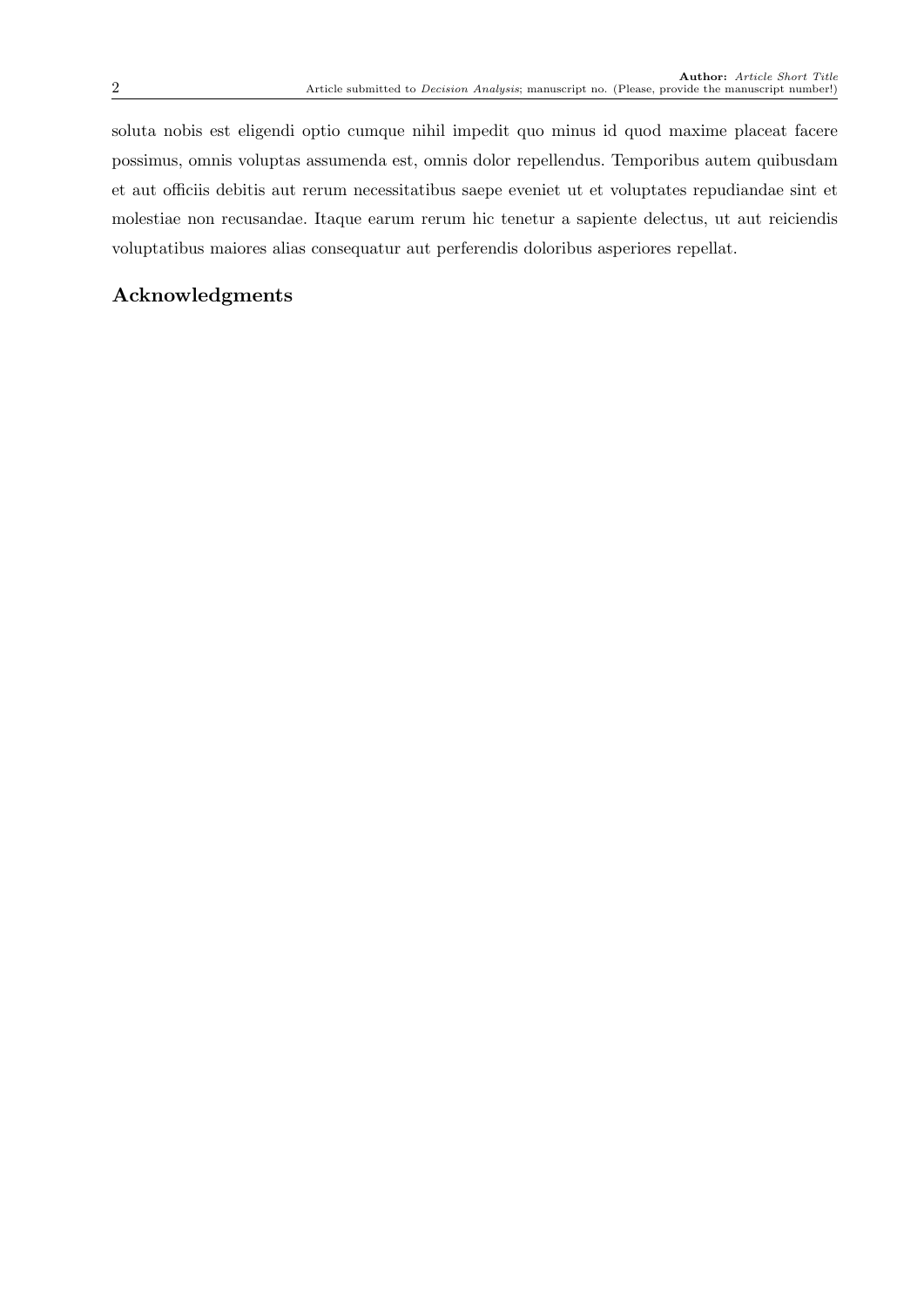soluta nobis est eligendi optio cumque nihil impedit quo minus id quod maxime placeat facere possimus, omnis voluptas assumenda est, omnis dolor repellendus. Temporibus autem quibusdam et aut officiis debitis aut rerum necessitatibus saepe eveniet ut et voluptates repudiandae sint et molestiae non recusandae. Itaque earum rerum hic tenetur a sapiente delectus, ut aut reiciendis voluptatibus maiores alias consequatur aut perferendis doloribus asperiores repellat.

## Acknowledgments